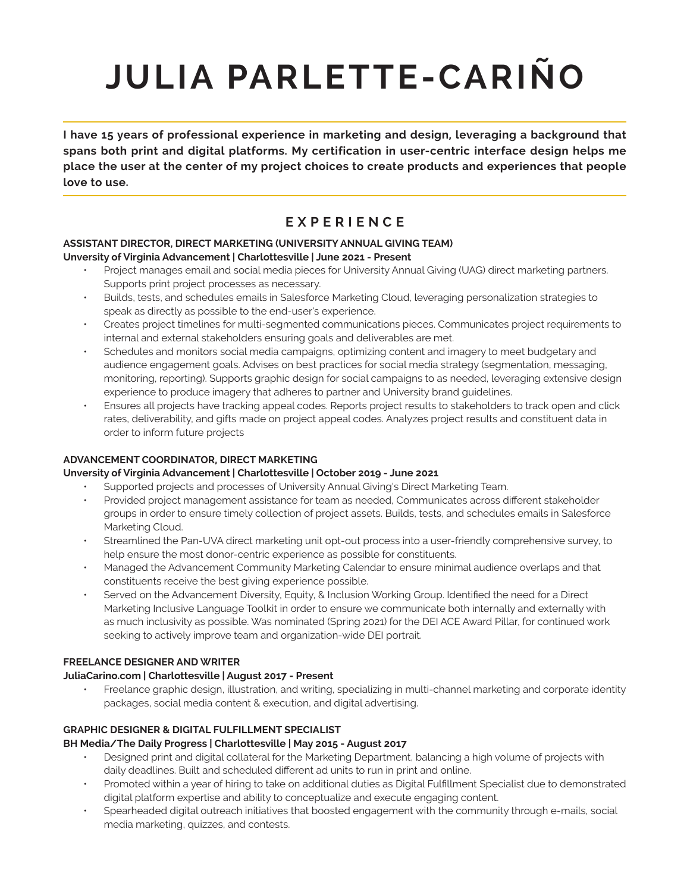# JULIA PARLETTE-CARIÑO

**I have 15 years of professional experience in marketing and design, leveraging a background that spans both print and digital platforms. My certification in user-centric interface design helps me place the user at the center of my project choices to create products and experiences that people love to use.**

## EXPERIENCE

**ASSISTANT DIRECTOR, DIRECT MARKETING (UNIVERSITY ANNUAL GIVING TEAM)**
**University of Virginia Advancement | Charlottesville | June 2021 - Present**

- Project manages email and social media pieces for University Annual Giving (UAG) direct marketing partners. Supports print project processes as necessary.
- Builds, tests, and schedules emails in Salesforce Marketing Cloud, leveraging personalization strategies to speak as directly as possible to the end-user's experience.
- Creates project timelines for multi-segmented communications pieces. Communicates project requirements to internal and external stakeholders ensuring goals and deliverables are met.
- Schedules and monitors social media campaigns, optimizing content and imagery to meet budgetary and audience engagement goals. Advises on best practices for social media strategy (segmentation, messaging, monitoring, reporting). Supports graphic design for social campaigns to as needed, leveraging extensive design experience to produce imagery that adheres to partner and University brand guidelines.
- Ensures all projects have tracking appeal codes. Reports project results to stakeholders to track open and click rates, deliverability, and gifts made on project appeal codes. Analyzes project results and constituent data in order to inform future projects

**ADVANCEMENT COORDINATOR, DIRECT MARKETING**
**Unversity of Virginia Advancement | Charlottesville | October 2019 - June 2021**

- Supported projects and processes of University Annual Giving's Direct Marketing Team.
- Provided project management assistance for team as needed, Communicates across different stakeholder groups in order to ensure timely collection of project assets. Builds, tests, and schedules emails in Salesforce Marketing Cloud.
- Streamlined the Pan-UVA direct marketing unit opt-out process into a user-friendly comprehensive survey, to help ensure the most donor-centric experience as possible for constituents.
- Managed the Advancement Community Marketing Calendar to ensure minimal audience overlaps and that constituents receive the best giving experience possible.
- Served on the Advancement Diversity, Equity, & Inclusion Working Group. Identified the need for a Direct Marketing Inclusive Language Toolkit in order to ensure we communicate both internally and externally with as much inclusivity as possible. Was nominated (Spring 2021) for the DEI ACE Award Pillar, for continued work seeking to actively improve team and organization-wide DEI portrait.

**FREELANCE DESIGNER AND WRITER**
**JuliaCarino.com | Charlottesville | August 2017 - Present**

- Freelance graphic design, illustration, and writing, specializing in multi-channel marketing and corporate identity packages, social media content & execution, and digital advertising.

**GRAPHIC DESIGNER & DIGITAL FULFILLMENT SPECIALIST**
**BH Media/The Daily Progress | Charlottesville | May 2015 - August 2017**

- Designed print and digital collateral for the Marketing Department, balancing a high volume of projects with daily deadlines. Built and scheduled different ad units to run in print and online.
- Promoted within a year of hiring to take on additional duties as Digital Fulfillment Specialist due to demonstrated digital platform expertise and ability to conceptualize and execute engaging content.
- Spearheaded digital outreach initiatives that boosted engagement with the community through e-mails, social media marketing, quizzes, and contests.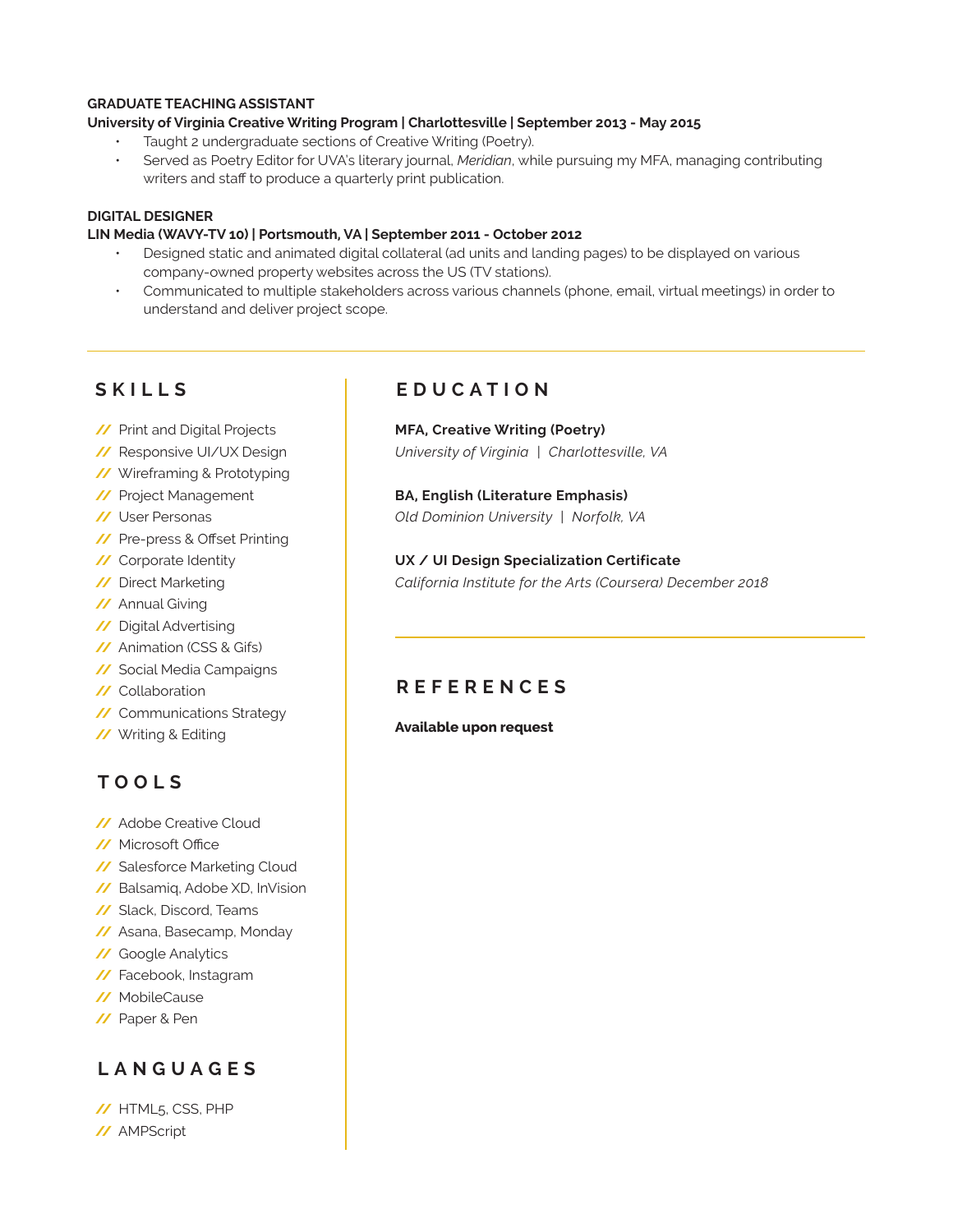**GRADUATE TEACHING ASSISTANT**
**University of Virginia Creative Writing Program | Charlottesville | September 2013 - May 2015**

- Taught 2 undergraduate sections of Creative Writing (Poetry).
- Served as Poetry Editor for UVA's literary journal, *Meridian*, while pursuing my MFA, managing contributing writers and staff to produce a quarterly print publication.

**DIGITAL DESIGNER**
**LIN Media (WAVY-TV 10) | Portsmouth, VA | September 2011 - October 2012**

- Designed static and animated digital collateral (ad units and landing pages) to be displayed on various company-owned property websites across the US (TV stations).
- Communicated to multiple stakeholders across various channels (phone, email, virtual meetings) in order to understand and deliver project scope.

---

## SKILLS

// Print and Digital Projects
// Responsive UI/UX Design
// Wireframing & Prototyping
// Project Management
// User Personas
// Pre-press & Offset Printing
// Corporate Identity
// Direct Marketing
// Annual Giving
// Digital Advertising
// Animation (CSS & Gifs)
// Social Media Campaigns
// Collaboration
// Communications Strategy
// Writing & Editing

## TOOLS

// Adobe Creative Cloud
// Microsoft Office
// Salesforce Marketing Cloud
// Balsamiq, Adobe XD, InVision
// Slack, Discord, Teams
// Asana, Basecamp, Monday
// Google Analytics
// Facebook, Instagram
// MobileCause
// Paper & Pen

## LANGUAGES

// HTML5, CSS, PHP
// AMPScript

## EDUCATION

**MFA, Creative Writing (Poetry)**
*University of Virginia | Charlottesville, VA*

**BA, English (Literature Emphasis)**
*Old Dominion University | Norfolk, VA*

**UX / UI Design Specialization Certificate**
*California Institute for the Arts (Coursera) December 2018*

## REFERENCES

**Available upon request**